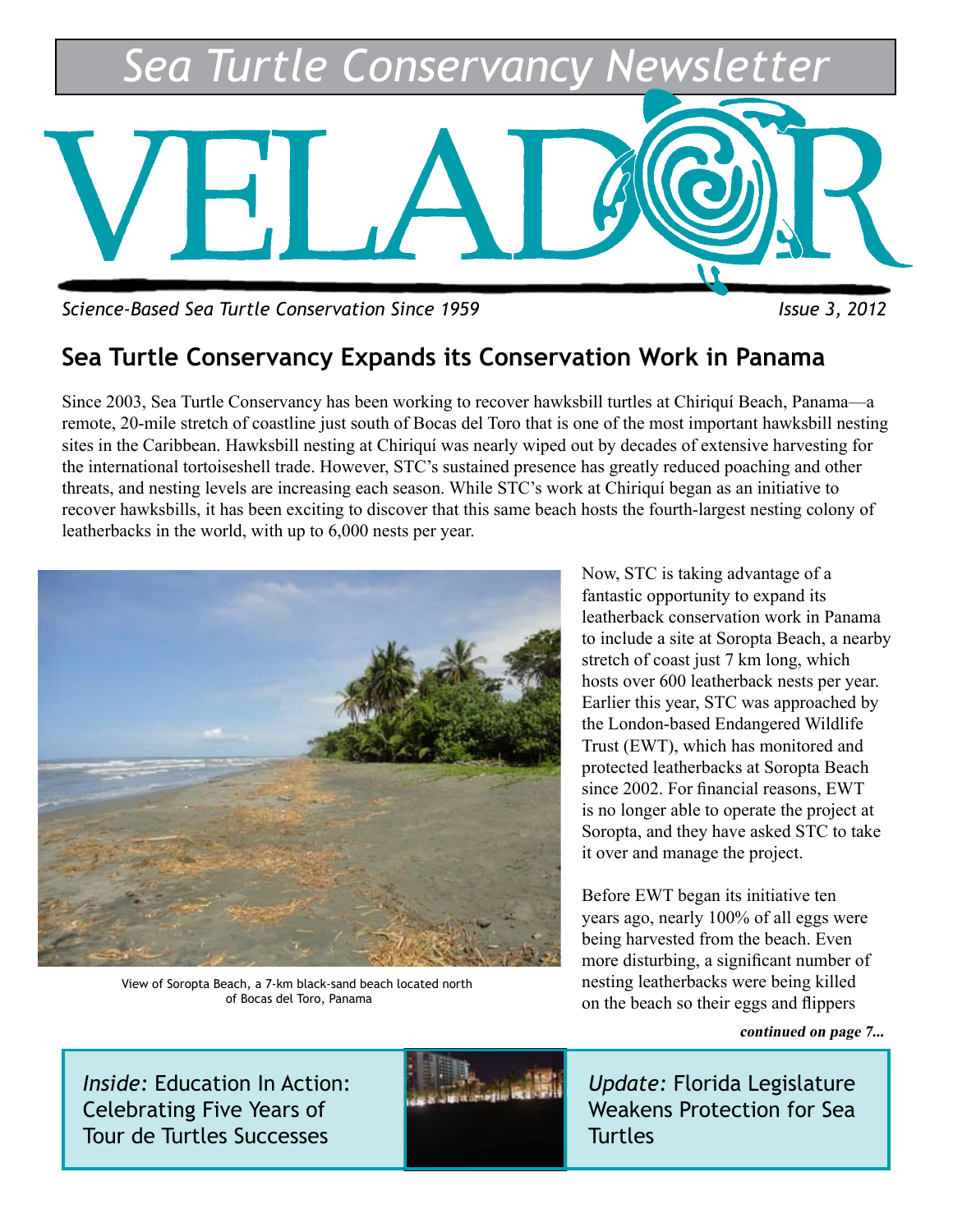# Sea Turtle Conservancy Newsletter

# VELADOR

*Science-Based Sea Turtle Conservation Since 1959*

*Issue 3, 2012*

## Sea Turtle Conservancy Expands its Conservation Work in Panama

Since 2003, Sea Turtle Conservancy has been working to recover hawksbill turtles at Chiriquí Beach, Panama—a remote, 20-mile stretch of coastline just south of Bocas del Toro that is one of the most important hawksbill nesting sites in the Caribbean. Hawksbill nesting at Chiriquí was nearly wiped out by decades of extensive harvesting for the international tortoiseshell trade. However, STC's sustained presence has greatly reduced poaching and other threats, and nesting levels are increasing each season. While STC's work at Chiriquí began as an initiative to recover hawksbills, it has been exciting to discover that this same beach hosts the fourth-largest nesting colony of leatherbacks in the world, with up to 6,000 nests per year.

View of Soropta Beach, a 7-km black-sand beach located north of Bocas del Toro, Panama

Now, STC is taking advantage of a fantastic opportunity to expand its leatherback conservation work in Panama to include a site at Soropta Beach, a nearby stretch of coast just 7 km long, which hosts over 600 leatherback nests per year. Earlier this year, STC was approached by the London-based Endangered Wildlife Trust (EWT), which has monitored and protected leatherbacks at Soropta Beach since 2002. For financial reasons, EWT is no longer able to operate the project at Soropta, and they have asked STC to take it over and manage the project.

Before EWT began its initiative ten years ago, nearly 100% of all eggs were being harvested from the beach. Even more disturbing, a significant number of nesting leatherbacks were being killed on the beach so their eggs and flippers

***continued on page 7...***

*Inside:* Education In Action: Celebrating Five Years of Tour de Turtles Successes

*Update:* Florida Legislature Weakens Protection for Sea Turtles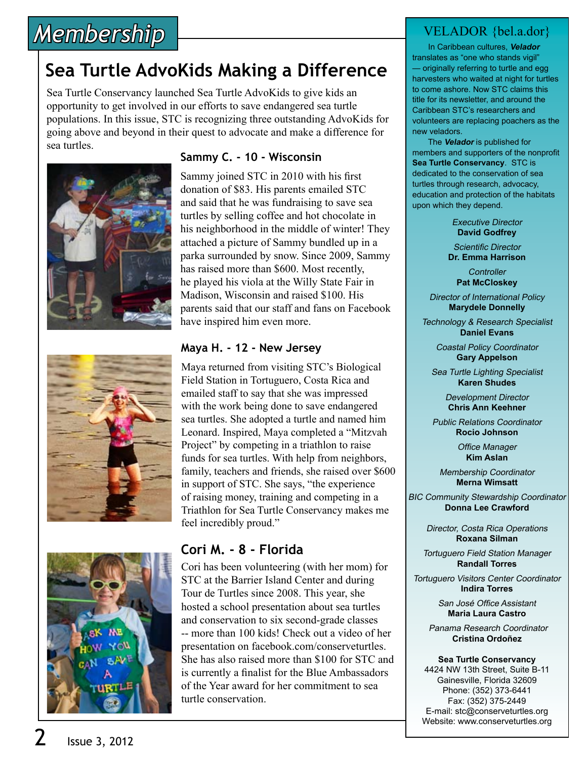# Membership

## Sea Turtle AdvoKids Making a Difference

Sea Turtle Conservancy launched Sea Turtle AdvoKids to give kids an opportunity to get involved in our efforts to save endangered sea turtle populations. In this issue, STC is recognizing three outstanding AdvoKids for going above and beyond in their quest to advocate and make a difference for sea turtles.

### Sammy C. - 10 - Wisconsin

Sammy joined STC in 2010 with his first donation of $83. His parents emailed STC and said that he was fundraising to save sea turtles by selling coffee and hot chocolate in his neighborhood in the middle of winter! They attached a picture of Sammy bundled up in a parka surrounded by snow. Since 2009, Sammy has raised more than $600. Most recently, he played his viola at the Willy State Fair in Madison, Wisconsin and raised $100. His parents said that our staff and fans on Facebook have inspired him even more.

### Maya H. - 12 - New Jersey

Maya returned from visiting STC's Biological Field Station in Tortuguero, Costa Rica and emailed staff to say that she was impressed with the work being done to save endangered sea turtles. She adopted a turtle and named him Leonard. Inspired, Maya completed a "Mitzvah Project" by competing in a triathlon to raise funds for sea turtles. With help from neighbors, family, teachers and friends, she raised over $600 in support of STC. She says, "the experience of raising money, training and competing in a Triathlon for Sea Turtle Conservancy makes me feel incredibly proud."

### Cori M. - 8 - Florida

Cori has been volunteering (with her mom) for STC at the Barrier Island Center and during Tour de Turtles since 2008. This year, she hosted a school presentation about sea turtles and conservation to six second-grade classes -- more than 100 kids! Check out a video of her presentation on facebook.com/conserveturtles. She has also raised more than $100 for STC and is currently a finalist for the Blue Ambassadors of the Year award for her commitment to sea turtle conservation.

---

## VELADOR {bel.a.dor}

In Caribbean cultures, ***Velador*** translates as "one who stands vigil" — originally referring to turtle and egg harvesters who waited at night for turtles to come ashore. Now STC claims this title for its newsletter, and around the Caribbean STC's researchers and volunteers are replacing poachers as the new veladors.

The ***Velador*** is published for members and supporters of the nonprofit **Sea Turtle Conservancy**. STC is dedicated to the conservation of sea turtles through research, advocacy, education and protection of the habitats upon which they depend.

*Executive Director*
**David Godfrey**

*Scientific Director*
**Dr. Emma Harrison**

*Controller*
**Pat McCloskey**

*Director of International Policy*
**Marydele Donnelly**

*Technology & Research Specialist*
**Daniel Evans**

*Coastal Policy Coordinator*
**Gary Appelson**

*Sea Turtle Lighting Specialist*
**Karen Shudes**

*Development Director*
**Chris Ann Keehner**

*Public Relations Coordinator*
**Rocio Johnson**

*Office Manager*
**Kim Aslan**

*Membership Coordinator*
**Merna Wimsatt**

*BIC Community Stewardship Coordinator*
**Donna Lee Crawford**

*Director, Costa Rica Operations*
**Roxana Silman**

*Tortuguero Field Station Manager*
**Randall Torres**

*Tortuguero Visitors Center Coordinator*
**Indira Torres**

*San José Office Assistant*
**Maria Laura Castro**

*Panama Research Coordinator*
**Cristina Ordoñez**

**Sea Turtle Conservancy**
4424 NW 13th Street, Suite B-11
Gainesville, Florida 32609
Phone: (352) 373-6441
Fax: (352) 375-2449
E-mail: stc@conserveturtles.org
Website: www.conserveturtles.org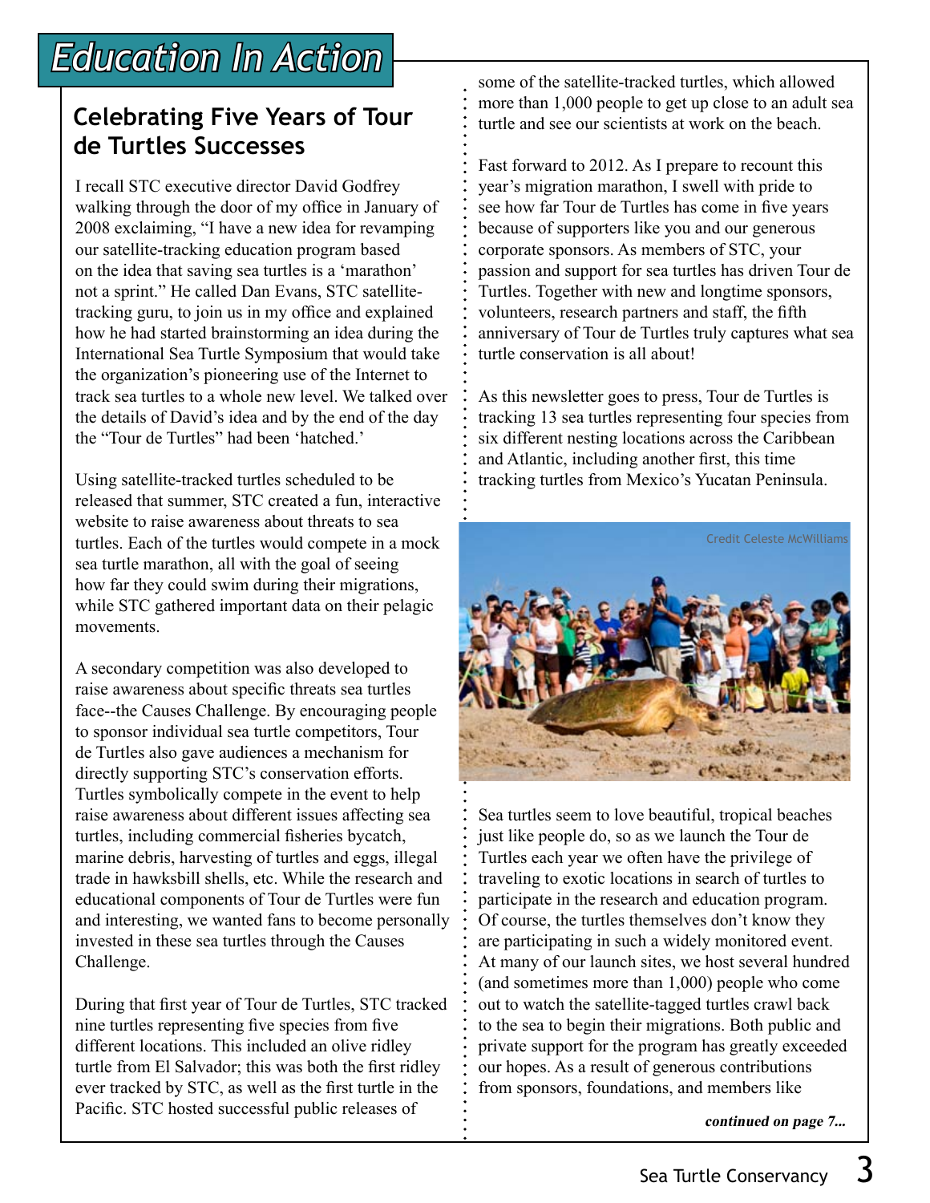# Education In Action

## Celebrating Five Years of Tour de Turtles Successes

I recall STC executive director David Godfrey walking through the door of my office in January of 2008 exclaiming, "I have a new idea for revamping our satellite-tracking education program based on the idea that saving sea turtles is a 'marathon' not a sprint." He called Dan Evans, STC satellite-tracking guru, to join us in my office and explained how he had started brainstorming an idea during the International Sea Turtle Symposium that would take the organization's pioneering use of the Internet to track sea turtles to a whole new level. We talked over the details of David's idea and by the end of the day the "Tour de Turtles" had been 'hatched.'

Using satellite-tracked turtles scheduled to be released that summer, STC created a fun, interactive website to raise awareness about threats to sea turtles. Each of the turtles would compete in a mock sea turtle marathon, all with the goal of seeing how far they could swim during their migrations, while STC gathered important data on their pelagic movements.

A secondary competition was also developed to raise awareness about specific threats sea turtles face--the Causes Challenge. By encouraging people to sponsor individual sea turtle competitors, Tour de Turtles also gave audiences a mechanism for directly supporting STC's conservation efforts. Turtles symbolically compete in the event to help raise awareness about different issues affecting sea turtles, including commercial fisheries bycatch, marine debris, harvesting of turtles and eggs, illegal trade in hawksbill shells, etc. While the research and educational components of Tour de Turtles were fun and interesting, we wanted fans to become personally invested in these sea turtles through the Causes Challenge.

During that first year of Tour de Turtles, STC tracked nine turtles representing five species from five different locations. This included an olive ridley turtle from El Salvador; this was both the first ridley ever tracked by STC, as well as the first turtle in the Pacific. STC hosted successful public releases of some of the satellite-tracked turtles, which allowed more than 1,000 people to get up close to an adult sea turtle and see our scientists at work on the beach.

Fast forward to 2012. As I prepare to recount this year's migration marathon, I swell with pride to see how far Tour de Turtles has come in five years because of supporters like you and our generous corporate sponsors. As members of STC, your passion and support for sea turtles has driven Tour de Turtles. Together with new and longtime sponsors, volunteers, research partners and staff, the fifth anniversary of Tour de Turtles truly captures what sea turtle conservation is all about!

As this newsletter goes to press, Tour de Turtles is tracking 13 sea turtles representing four species from six different nesting locations across the Caribbean and Atlantic, including another first, this time tracking turtles from Mexico's Yucatan Peninsula.

Credit Celeste McWilliams

Sea turtles seem to love beautiful, tropical beaches just like people do, so as we launch the Tour de Turtles each year we often have the privilege of traveling to exotic locations in search of turtles to participate in the research and education program. Of course, the turtles themselves don't know they are participating in such a widely monitored event. At many of our launch sites, we host several hundred (and sometimes more than 1,000) people who come out to watch the satellite-tagged turtles crawl back to the sea to begin their migrations. Both public and private support for the program has greatly exceeded our hopes. As a result of generous contributions from sponsors, foundations, and members like

***continued on page 7...***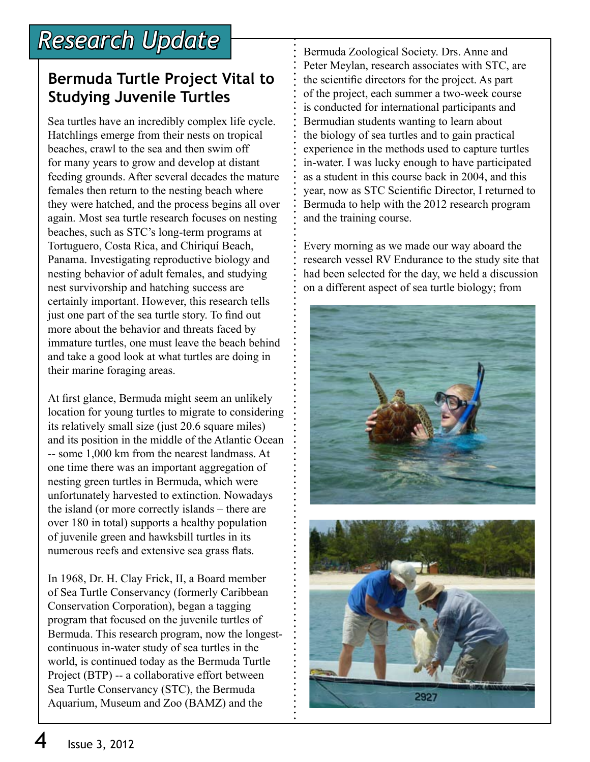# Research Update

## Bermuda Turtle Project Vital to Studying Juvenile Turtles

Sea turtles have an incredibly complex life cycle. Hatchlings emerge from their nests on tropical beaches, crawl to the sea and then swim off for many years to grow and develop at distant feeding grounds. After several decades the mature females then return to the nesting beach where they were hatched, and the process begins all over again. Most sea turtle research focuses on nesting beaches, such as STC's long-term programs at Tortuguero, Costa Rica, and Chiriquí Beach, Panama. Investigating reproductive biology and nesting behavior of adult females, and studying nest survivorship and hatching success are certainly important. However, this research tells just one part of the sea turtle story. To find out more about the behavior and threats faced by immature turtles, one must leave the beach behind and take a good look at what turtles are doing in their marine foraging areas.

At first glance, Bermuda might seem an unlikely location for young turtles to migrate to considering its relatively small size (just 20.6 square miles) and its position in the middle of the Atlantic Ocean -- some 1,000 km from the nearest landmass. At one time there was an important aggregation of nesting green turtles in Bermuda, which were unfortunately harvested to extinction. Nowadays the island (or more correctly islands – there are over 180 in total) supports a healthy population of juvenile green and hawksbill turtles in its numerous reefs and extensive sea grass flats.

In 1968, Dr. H. Clay Frick, II, a Board member of Sea Turtle Conservancy (formerly Caribbean Conservation Corporation), began a tagging program that focused on the juvenile turtles of Bermuda. This research program, now the longest-continuous in-water study of sea turtles in the world, is continued today as the Bermuda Turtle Project (BTP) -- a collaborative effort between Sea Turtle Conservancy (STC), the Bermuda Aquarium, Museum and Zoo (BAMZ) and the Bermuda Zoological Society. Drs. Anne and Peter Meylan, research associates with STC, are the scientific directors for the project. As part of the project, each summer a two-week course is conducted for international participants and Bermudian students wanting to learn about the biology of sea turtles and to gain practical experience in the methods used to capture turtles in-water. I was lucky enough to have participated as a student in this course back in 2004, and this year, now as STC Scientific Director, I returned to Bermuda to help with the 2012 research program and the training course.

Every morning as we made our way aboard the research vessel RV Endurance to the study site that had been selected for the day, we held a discussion on a different aspect of sea turtle biology; from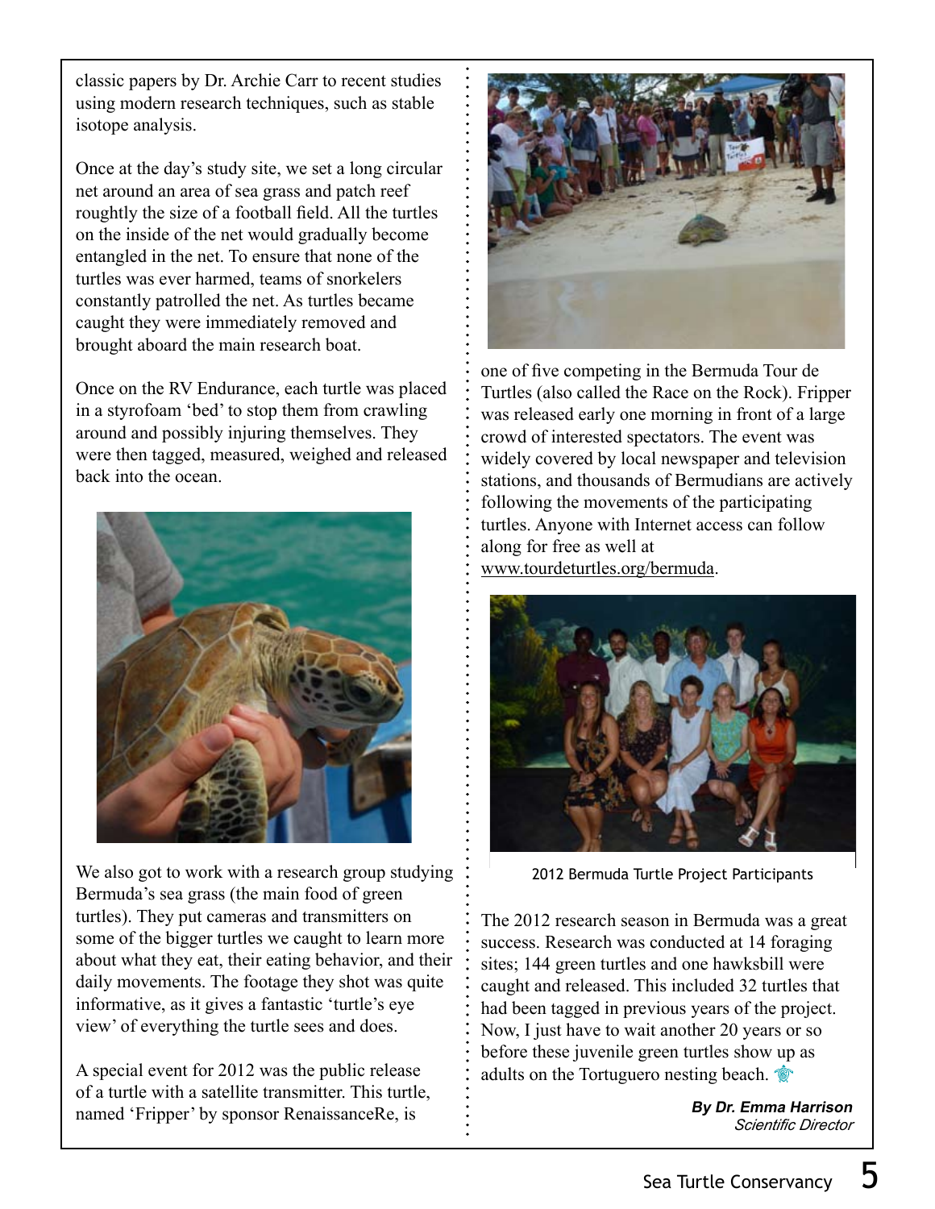classic papers by Dr. Archie Carr to recent studies using modern research techniques, such as stable isotope analysis.

Once at the day's study site, we set a long circular net around an area of sea grass and patch reef roughtly the size of a football field. All the turtles on the inside of the net would gradually become entangled in the net. To ensure that none of the turtles was ever harmed, teams of snorkelers constantly patrolled the net. As turtles became caught they were immediately removed and brought aboard the main research boat.

Once on the RV Endurance, each turtle was placed in a styrofoam 'bed' to stop them from crawling around and possibly injuring themselves. They were then tagged, measured, weighed and released back into the ocean.

We also got to work with a research group studying Bermuda's sea grass (the main food of green turtles). They put cameras and transmitters on some of the bigger turtles we caught to learn more about what they eat, their eating behavior, and their daily movements. The footage they shot was quite informative, as it gives a fantastic 'turtle's eye view' of everything the turtle sees and does.

A special event for 2012 was the public release of a turtle with a satellite transmitter. This turtle, named 'Fripper' by sponsor RenaissanceRe, is one of five competing in the Bermuda Tour de Turtles (also called the Race on the Rock). Fripper was released early one morning in front of a large crowd of interested spectators. The event was widely covered by local newspaper and television stations, and thousands of Bermudians are actively following the movements of the participating turtles. Anyone with Internet access can follow along for free as well at www.tourdeturtles.org/bermuda.

2012 Bermuda Turtle Project Participants

The 2012 research season in Bermuda was a great success. Research was conducted at 14 foraging sites; 144 green turtles and one hawksbill were caught and released. This included 32 turtles that had been tagged in previous years of the project. Now, I just have to wait another 20 years or so before these juvenile green turtles show up as adults on the Tortuguero nesting beach.

***By Dr. Emma Harrison***
*Scientific Director*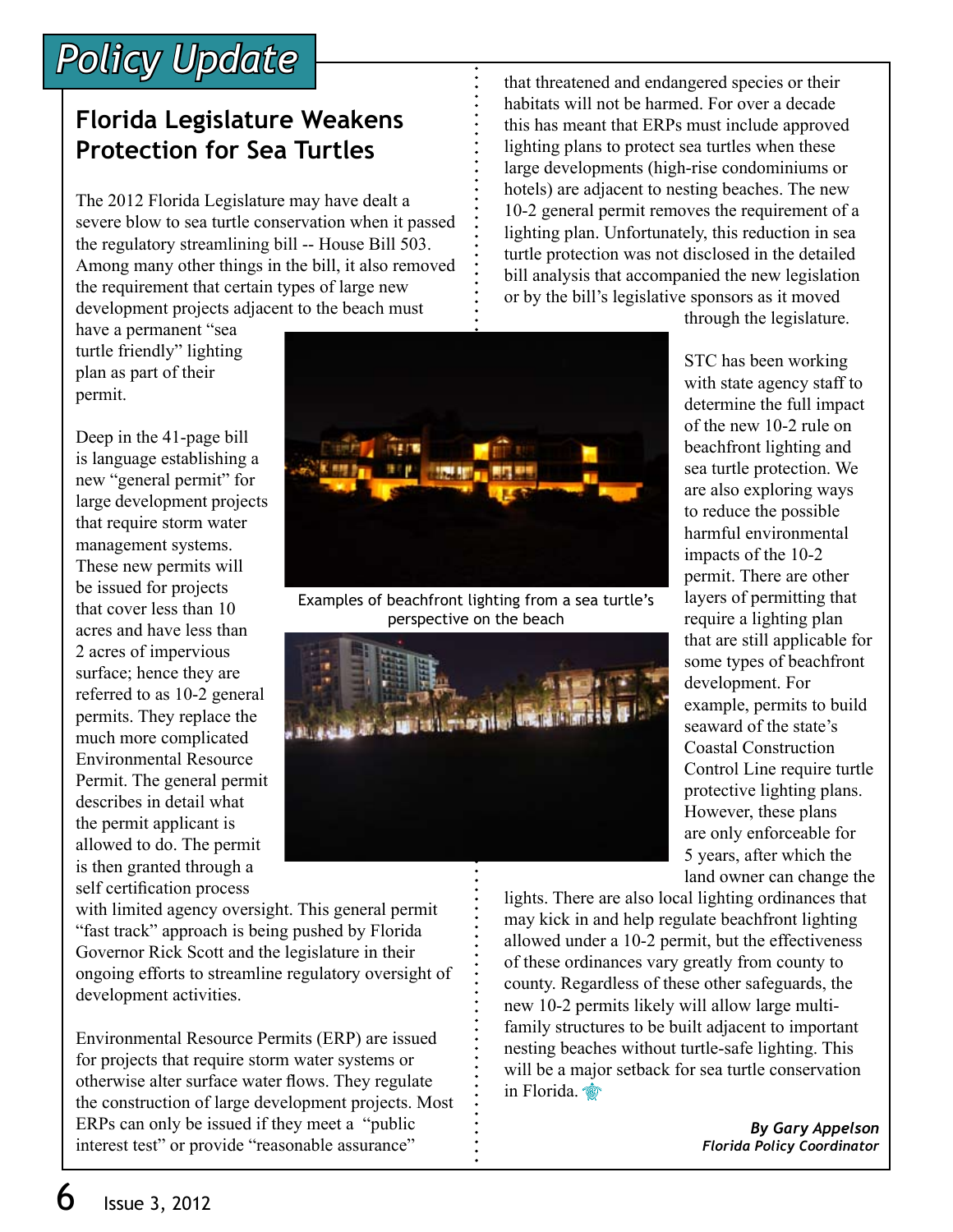# Policy Update

## Florida Legislature Weakens Protection for Sea Turtles

The 2012 Florida Legislature may have dealt a severe blow to sea turtle conservation when it passed the regulatory streamlining bill -- House Bill 503. Among many other things in the bill, it also removed the requirement that certain types of large new development projects adjacent to the beach must have a permanent "sea turtle friendly" lighting plan as part of their permit.

Deep in the 41-page bill is language establishing a new "general permit" for large development projects that require storm water management systems. These new permits will be issued for projects that cover less than 10 acres and have less than 2 acres of impervious surface; hence they are referred to as 10-2 general permits. They replace the much more complicated Environmental Resource Permit. The general permit describes in detail what the permit applicant is allowed to do. The permit is then granted through a self certification process with limited agency oversight. This general permit "fast track" approach is being pushed by Florida Governor Rick Scott and the legislature in their ongoing efforts to streamline regulatory oversight of development activities.

Examples of beachfront lighting from a sea turtle's perspective on the beach

Environmental Resource Permits (ERP) are issued for projects that require storm water systems or otherwise alter surface water flows. They regulate the construction of large development projects. Most ERPs can only be issued if they meet a "public interest test" or provide "reasonable assurance" that threatened and endangered species or their habitats will not be harmed. For over a decade this has meant that ERPs must include approved lighting plans to protect sea turtles when these large developments (high-rise condominiums or hotels) are adjacent to nesting beaches. The new 10-2 general permit removes the requirement of a lighting plan. Unfortunately, this reduction in sea turtle protection was not disclosed in the detailed bill analysis that accompanied the new legislation or by the bill's legislative sponsors as it moved through the legislature.

STC has been working with state agency staff to determine the full impact of the new 10-2 rule on beachfront lighting and sea turtle protection. We are also exploring ways to reduce the possible harmful environmental impacts of the 10-2 permit. There are other layers of permitting that require a lighting plan that are still applicable for some types of beachfront development. For example, permits to build seaward of the state's Coastal Construction Control Line require turtle protective lighting plans. However, these plans are only enforceable for 5 years, after which the land owner can change the lights. There are also local lighting ordinances that may kick in and help regulate beachfront lighting allowed under a 10-2 permit, but the effectiveness of these ordinances vary greatly from county to county. Regardless of these other safeguards, the new 10-2 permits likely will allow large multi-family structures to be built adjacent to important nesting beaches without turtle-safe lighting. This will be a major setback for sea turtle conservation in Florida.

***By Gary Appelson***
***Florida Policy Coordinator***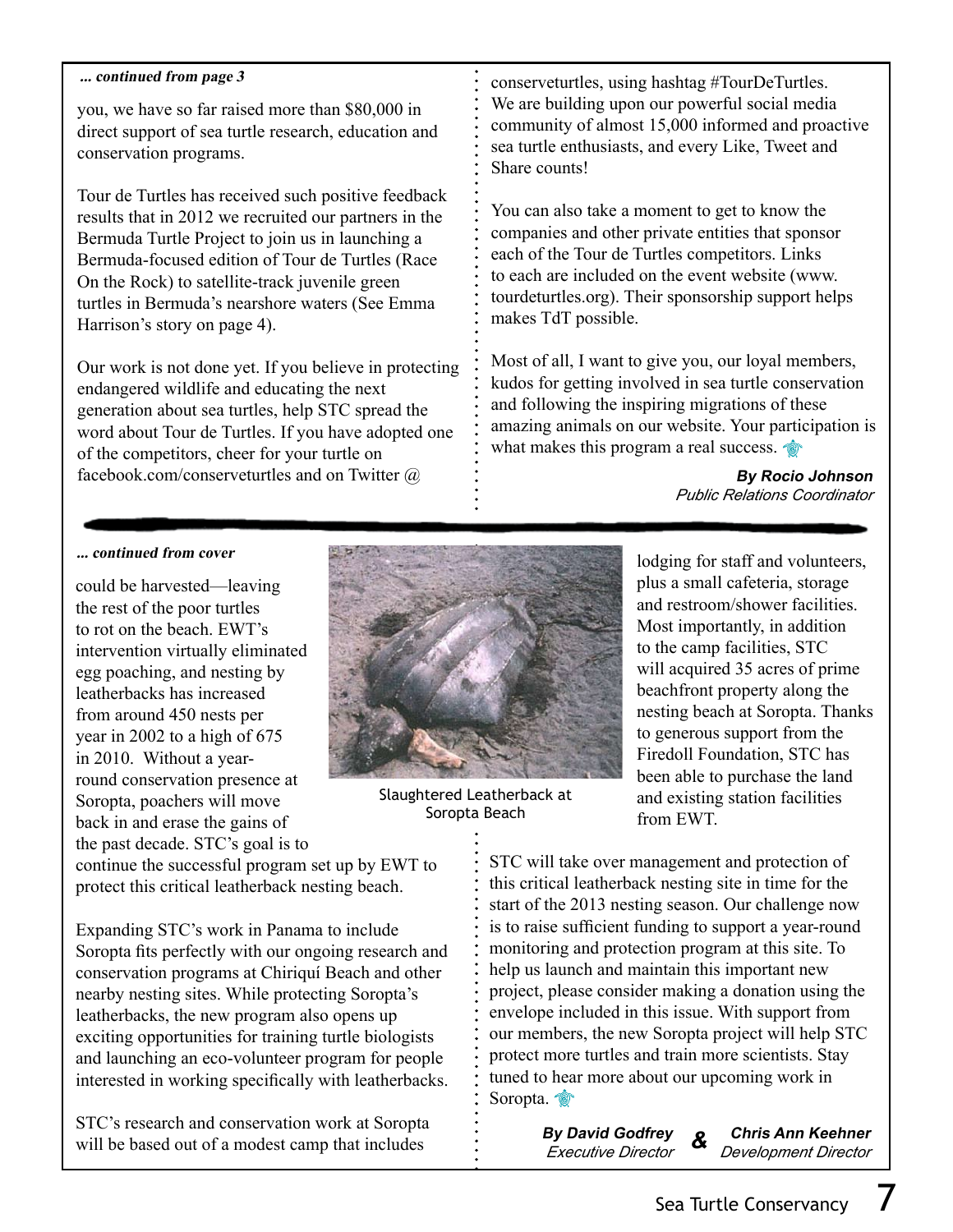*... continued from page 3*

you, we have so far raised more than $80,000 in direct support of sea turtle research, education and conservation programs.

Tour de Turtles has received such positive feedback results that in 2012 we recruited our partners in the Bermuda Turtle Project to join us in launching a Bermuda-focused edition of Tour de Turtles (Race On the Rock) to satellite-track juvenile green turtles in Bermuda's nearshore waters (See Emma Harrison's story on page 4).

Our work is not done yet. If you believe in protecting endangered wildlife and educating the next generation about sea turtles, help STC spread the word about Tour de Turtles. If you have adopted one of the competitors, cheer for your turtle on facebook.com/conserveturtles and on Twitter @ conserveturtles, using hashtag #TourDeTurtles. We are building upon our powerful social media community of almost 15,000 informed and proactive sea turtle enthusiasts, and every Like, Tweet and Share counts!

You can also take a moment to get to know the companies and other private entities that sponsor each of the Tour de Turtles competitors. Links to each are included on the event website (www.tourdeturtles.org). Their sponsorship support helps makes TdT possible.

Most of all, I want to give you, our loyal members, kudos for getting involved in sea turtle conservation and following the inspiring migrations of these amazing animals on our website. Your participation is what makes this program a real success.

***By Rocio Johnson***
*Public Relations Coordinator*

---

*... continued from cover*

could be harvested—leaving the rest of the poor turtles to rot on the beach. EWT's intervention virtually eliminated egg poaching, and nesting by leatherbacks has increased from around 450 nests per year in 2002 to a high of 675 in 2010. Without a year-round conservation presence at Soropta, poachers will move back in and erase the gains of the past decade. STC's goal is to continue the successful program set up by EWT to protect this critical leatherback nesting beach.

Slaughtered Leatherback at Soropta Beach

Expanding STC's work in Panama to include Soropta fits perfectly with our ongoing research and conservation programs at Chiriquí Beach and other nearby nesting sites. While protecting Soropta's leatherbacks, the new program also opens up exciting opportunities for training turtle biologists and launching an eco-volunteer program for people interested in working specifically with leatherbacks.

STC's research and conservation work at Soropta will be based out of a modest camp that includes lodging for staff and volunteers, plus a small cafeteria, storage and restroom/shower facilities. Most importantly, in addition to the camp facilities, STC will acquired 35 acres of prime beachfront property along the nesting beach at Soropta. Thanks to generous support from the Firedoll Foundation, STC has been able to purchase the land and existing station facilities from EWT.

STC will take over management and protection of this critical leatherback nesting site in time for the start of the 2013 nesting season. Our challenge now is to raise sufficient funding to support a year-round monitoring and protection program at this site. To help us launch and maintain this important new project, please consider making a donation using the envelope included in this issue. With support from our members, the new Soropta project will help STC protect more turtles and train more scientists. Stay tuned to hear more about our upcoming work in Soropta.

***By David Godfrey*** *Executive Director* **&** ***Chris Ann Keehner*** *Development Director*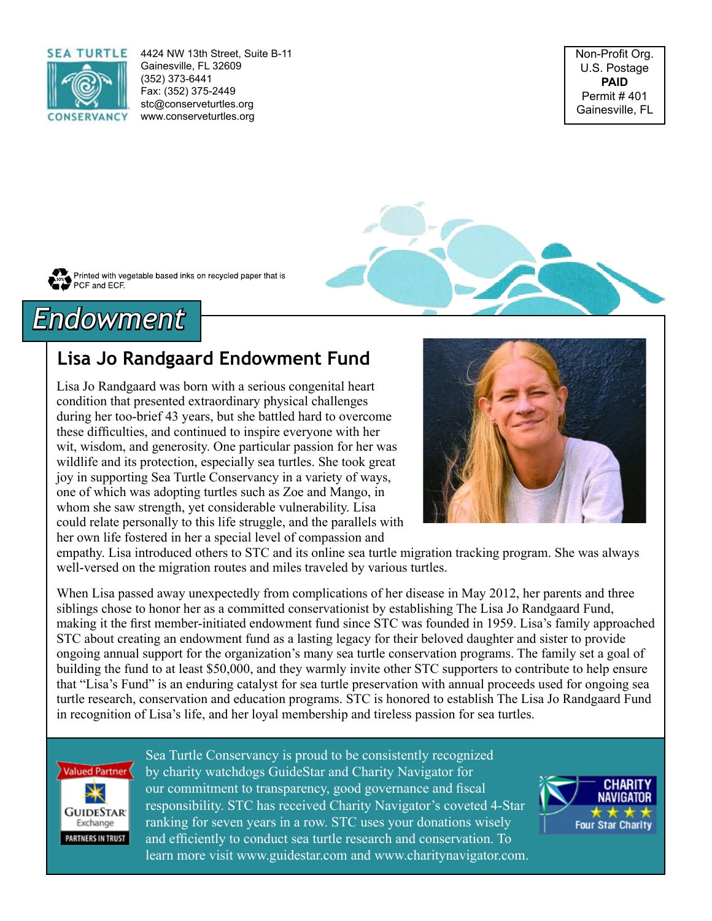SEA TURTLE CONSERVANCY

4424 NW 13th Street, Suite B-11
Gainesville, FL 32609
(352) 373-6441
Fax: (352) 375-2449
stc@conserveturtles.org
www.conserveturtles.org

Non-Profit Org.
U.S. Postage
**PAID**
Permit # 401
Gainesville, FL

Printed with vegetable based inks on recycled paper that is PCF and ECF.

# Endowment

## Lisa Jo Randgaard Endowment Fund

Lisa Jo Randgaard was born with a serious congenital heart condition that presented extraordinary physical challenges during her too-brief 43 years, but she battled hard to overcome these difficulties, and continued to inspire everyone with her wit, wisdom, and generosity. One particular passion for her was wildlife and its protection, especially sea turtles. She took great joy in supporting Sea Turtle Conservancy in a variety of ways, one of which was adopting turtles such as Zoe and Mango, in whom she saw strength, yet considerable vulnerability. Lisa could relate personally to this life struggle, and the parallels with her own life fostered in her a special level of compassion and empathy. Lisa introduced others to STC and its online sea turtle migration tracking program. She was always well-versed on the migration routes and miles traveled by various turtles.

When Lisa passed away unexpectedly from complications of her disease in May 2012, her parents and three siblings chose to honor her as a committed conservationist by establishing The Lisa Jo Randgaard Fund, making it the first member-initiated endowment fund since STC was founded in 1959. Lisa's family approached STC about creating an endowment fund as a lasting legacy for their beloved daughter and sister to provide ongoing annual support for the organization's many sea turtle conservation programs. The family set a goal of building the fund to at least $50,000, and they warmly invite other STC supporters to contribute to help ensure that "Lisa's Fund" is an enduring catalyst for sea turtle preservation with annual proceeds used for ongoing sea turtle research, conservation and education programs. STC is honored to establish The Lisa Jo Randgaard Fund in recognition of Lisa's life, and her loyal membership and tireless passion for sea turtles.

Valued Partner
GUIDESTAR Exchange
PARTNERS IN TRUST

Sea Turtle Conservancy is proud to be consistently recognized by charity watchdogs GuideStar and Charity Navigator for our commitment to transparency, good governance and fiscal responsibility. STC has received Charity Navigator's coveted 4-Star ranking for seven years in a row. STC uses your donations wisely and efficiently to conduct sea turtle research and conservation. To learn more visit www.guidestar.com and www.charitynavigator.com.

CHARITY NAVIGATOR
Four Star Charity